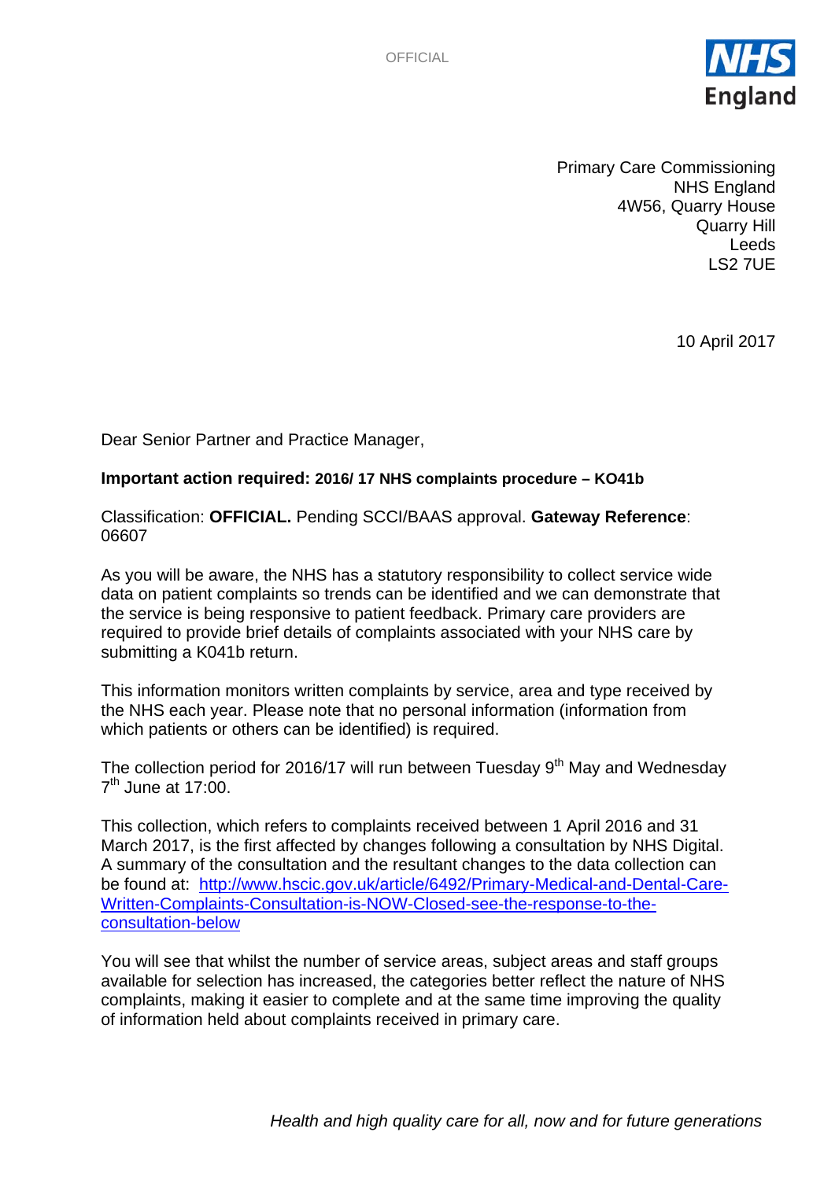OFFICIAL

NHS England

Primary Care Commissioning
NHS England
4W56, Quarry House
Quarry Hill
Leeds
LS2 7UE

10 April 2017

Dear Senior Partner and Practice Manager,

**Important action required: 2016/ 17 NHS complaints procedure – KO41b**

Classification: **OFFICIAL.** Pending SCCI/BAAS approval. **Gateway Reference**: 06607

As you will be aware, the NHS has a statutory responsibility to collect service wide data on patient complaints so trends can be identified and we can demonstrate that the service is being responsive to patient feedback. Primary care providers are required to provide brief details of complaints associated with your NHS care by submitting a K041b return.

This information monitors written complaints by service, area and type received by the NHS each year. Please note that no personal information (information from which patients or others can be identified) is required.

The collection period for 2016/17 will run between Tuesday 9th May and Wednesday 7th June at 17:00.

This collection, which refers to complaints received between 1 April 2016 and 31 March 2017, is the first affected by changes following a consultation by NHS Digital. A summary of the consultation and the resultant changes to the data collection can be found at: [http://www.hscic.gov.uk/article/6492/Primary-Medical-and-Dental-Care-Written-Complaints-Consultation-is-NOW-Closed-see-the-response-to-the-consultation-below](http://www.hscic.gov.uk/article/6492/Primary-Medical-and-Dental-Care-Written-Complaints-Consultation-is-NOW-Closed-see-the-response-to-the-consultation-below)

You will see that whilst the number of service areas, subject areas and staff groups available for selection has increased, the categories better reflect the nature of NHS complaints, making it easier to complete and at the same time improving the quality of information held about complaints received in primary care.

*Health and high quality care for all, now and for future generations*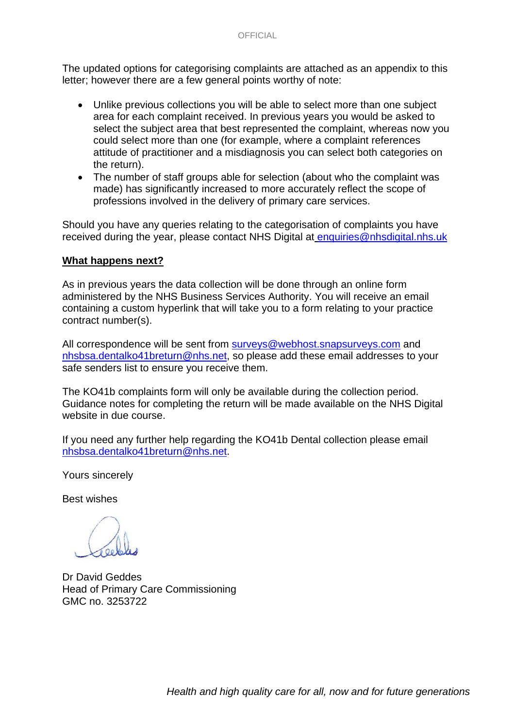The updated options for categorising complaints are attached as an appendix to this letter; however there are a few general points worthy of note:

- Unlike previous collections you will be able to select more than one subject area for each complaint received. In previous years you would be asked to select the subject area that best represented the complaint, whereas now you could select more than one (for example, where a complaint references attitude of practitioner and a misdiagnosis you can select both categories on the return).
- The number of staff groups able for selection (about who the complaint was made) has significantly increased to more accurately reflect the scope of professions involved in the delivery of primary care services.

Should you have any queries relating to the categorisation of complaints you have received during the year, please contact NHS Digital at enquiries@nhsdigital.nhs.uk

**What happens next?**

As in previous years the data collection will be done through an online form administered by the NHS Business Services Authority. You will receive an email containing a custom hyperlink that will take you to a form relating to your practice contract number(s).

All correspondence will be sent from surveys@webhost.snapsurveys.com and nhsbsa.dentalko41breturn@nhs.net, so please add these email addresses to your safe senders list to ensure you receive them.

The KO41b complaints form will only be available during the collection period. Guidance notes for completing the return will be made available on the NHS Digital website in due course.

If you need any further help regarding the KO41b Dental collection please email nhsbsa.dentalko41breturn@nhs.net.

Yours sincerely

Best wishes

Dr David Geddes
Head of Primary Care Commissioning
GMC no. 3253722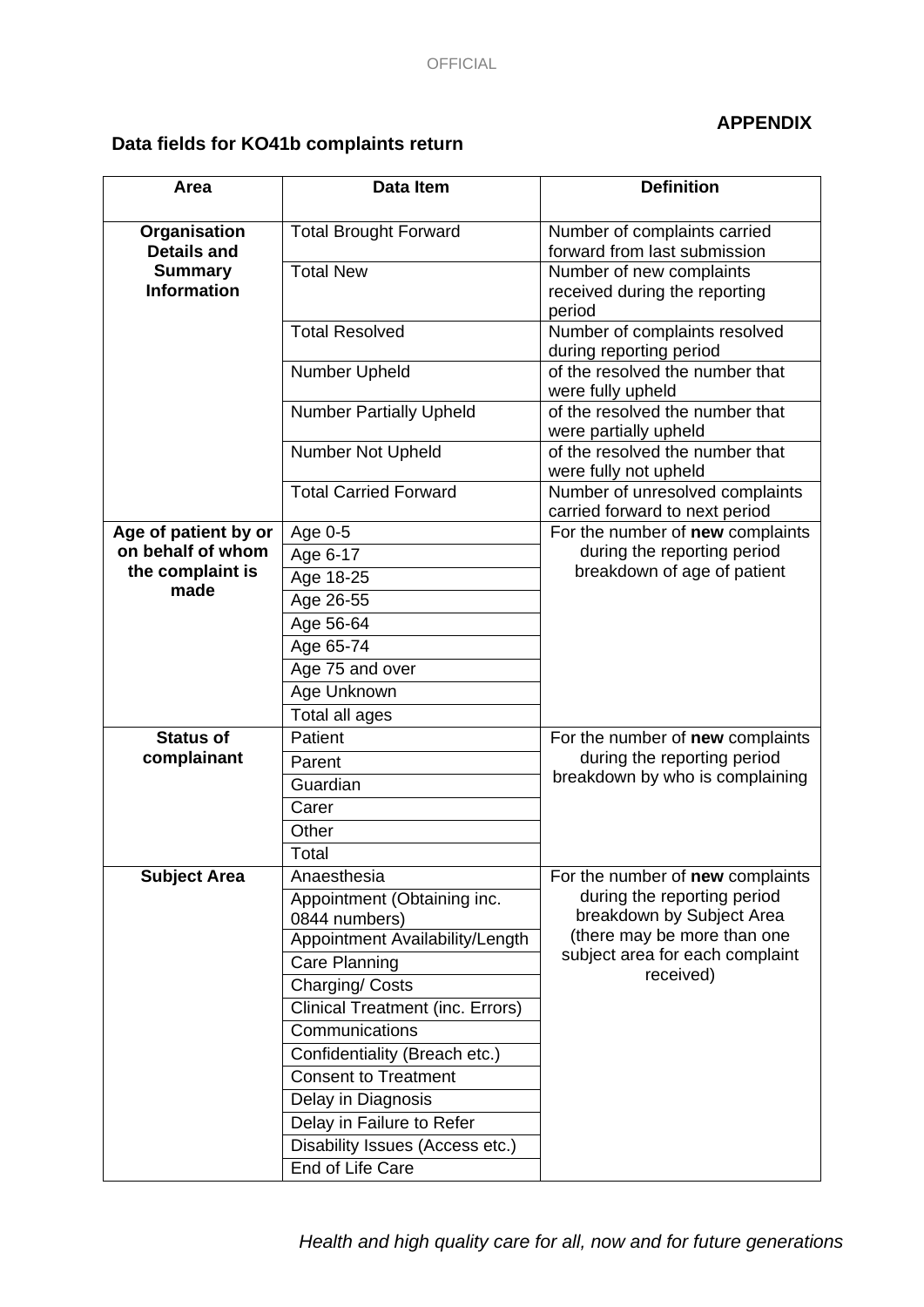**APPENDIX**

## Data fields for KO41b complaints return

| Area | Data Item | Definition |
|---|---|---|
| **Organisation Details and Summary Information** | Total Brought Forward | Number of complaints carried forward from last submission |
| | Total New | Number of new complaints received during the reporting period |
| | Total Resolved | Number of complaints resolved during reporting period |
| | Number Upheld | of the resolved the number that were fully upheld |
| | Number Partially Upheld | of the resolved the number that were partially upheld |
| | Number Not Upheld | of the resolved the number that were fully not upheld |
| | Total Carried Forward | Number of unresolved complaints carried forward to next period |
| **Age of patient by or on behalf of whom the complaint is made** | Age 0-5 | For the number of **new** complaints during the reporting period breakdown of age of patient |
| | Age 6-17 | |
| | Age 18-25 | |
| | Age 26-55 | |
| | Age 56-64 | |
| | Age 65-74 | |
| | Age 75 and over | |
| | Age Unknown | |
| | Total all ages | |
| **Status of complainant** | Patient | For the number of **new** complaints during the reporting period breakdown by who is complaining |
| | Parent | |
| | Guardian | |
| | Carer | |
| | Other | |
| | Total | |
| **Subject Area** | Anaesthesia | For the number of **new** complaints during the reporting period breakdown by Subject Area (there may be more than one subject area for each complaint received) |
| | Appointment (Obtaining inc. 0844 numbers) | |
| | Appointment Availability/Length | |
| | Care Planning | |
| | Charging/ Costs | |
| | Clinical Treatment (inc. Errors) | |
| | Communications | |
| | Confidentiality (Breach etc.) | |
| | Consent to Treatment | |
| | Delay in Diagnosis | |
| | Delay in Failure to Refer | |
| | Disability Issues (Access etc.) | |
| | End of Life Care | |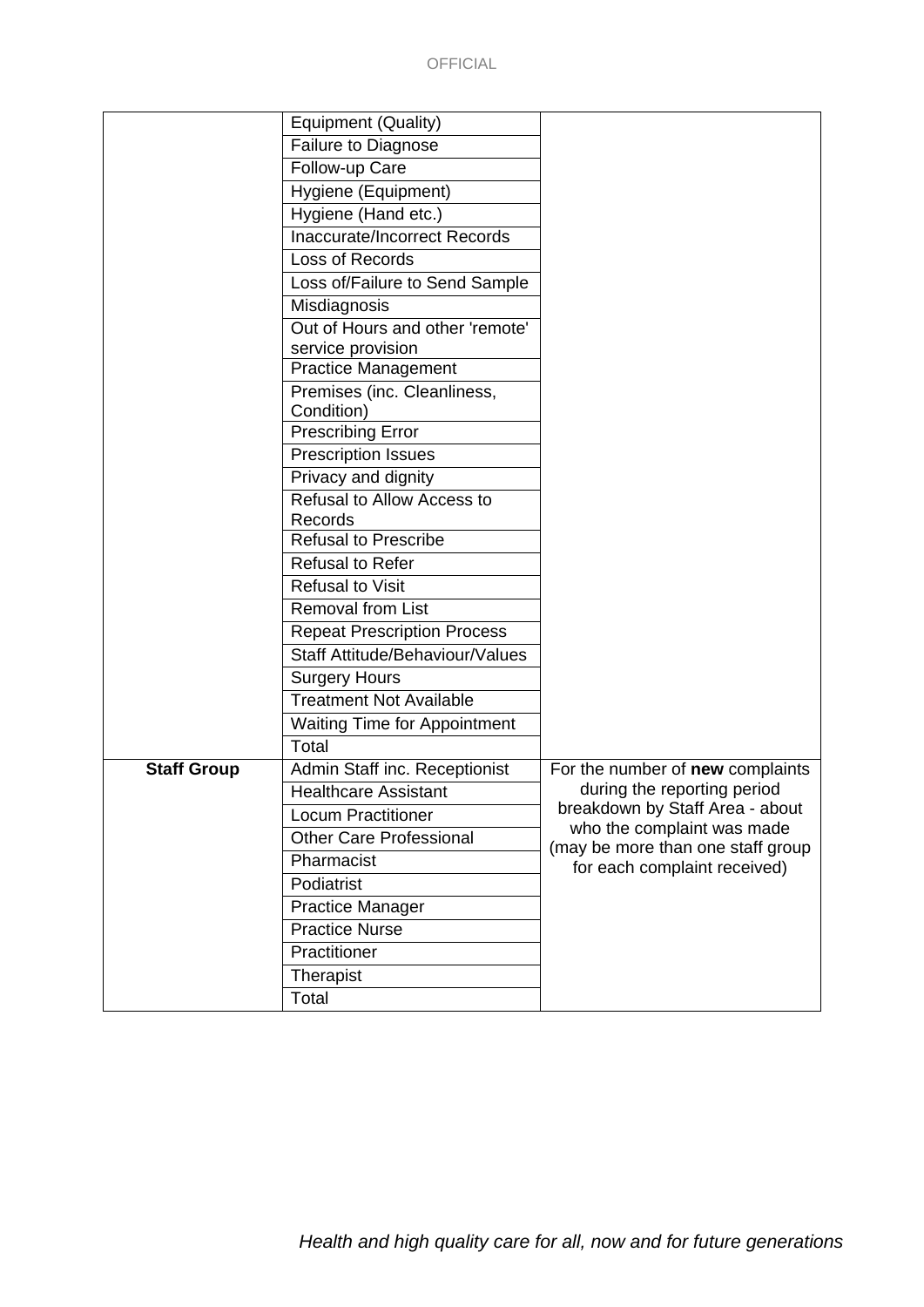| | | |
|---|---|---|
| | Equipment (Quality) | |
| | Failure to Diagnose | |
| | Follow-up Care | |
| | Hygiene (Equipment) | |
| | Hygiene (Hand etc.) | |
| | Inaccurate/Incorrect Records | |
| | Loss of Records | |
| | Loss of/Failure to Send Sample | |
| | Misdiagnosis | |
| | Out of Hours and other 'remote' service provision | |
| | Practice Management | |
| | Premises (inc. Cleanliness, Condition) | |
| | Prescribing Error | |
| | Prescription Issues | |
| | Privacy and dignity | |
| | Refusal to Allow Access to Records | |
| | Refusal to Prescribe | |
| | Refusal to Refer | |
| | Refusal to Visit | |
| | Removal from List | |
| | Repeat Prescription Process | |
| | Staff Attitude/Behaviour/Values | |
| | Surgery Hours | |
| | Treatment Not Available | |
| | Waiting Time for Appointment | |
| | Total | |
| **Staff Group** | Admin Staff inc. Receptionist | For the number of **new** complaints during the reporting period breakdown by Staff Area - about who the complaint was made (may be more than one staff group for each complaint received) |
| | Healthcare Assistant | |
| | Locum Practitioner | |
| | Other Care Professional | |
| | Pharmacist | |
| | Podiatrist | |
| | Practice Manager | |
| | Practice Nurse | |
| | Practitioner | |
| | Therapist | |
| | Total | |